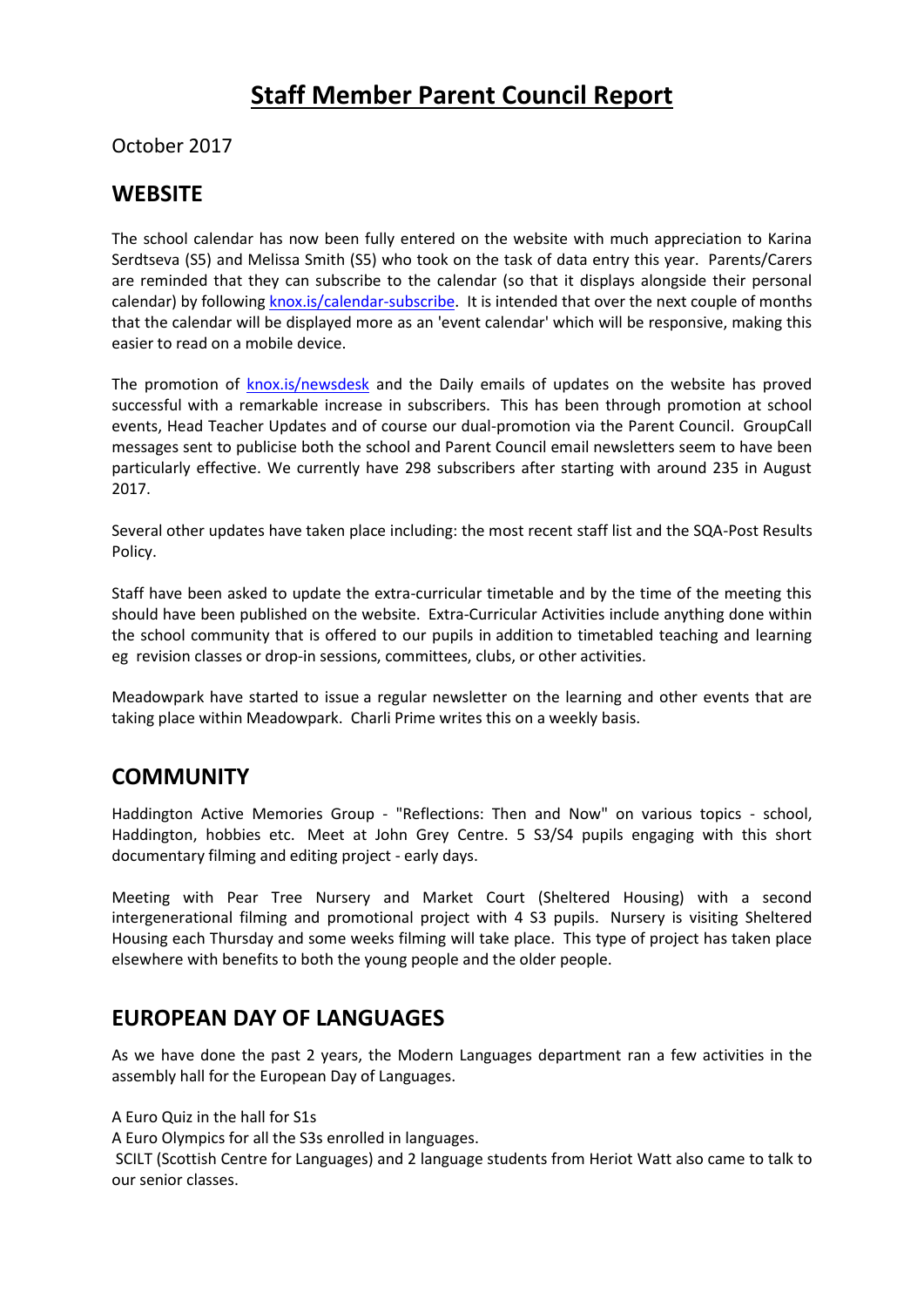# Staff Member Parent Council Report

October 2017

## WEBSITE

The school calendar has now been fully entered on the website with much appreciation to Karina Serdtseva (S5) and Melissa Smith (S5) who took on the task of data entry this year. Parents/Carers are reminded that they can subscribe to the calendar (so that it displays alongside their personal calendar) by following knox.is/calendar-subscribe. It is intended that over the next couple of months that the calendar will be displayed more as an 'event calendar' which will be responsive, making this easier to read on a mobile device.

The promotion of knox.is/newsdesk and the Daily emails of updates on the website has proved successful with a remarkable increase in subscribers. This has been through promotion at school events, Head Teacher Updates and of course our dual-promotion via the Parent Council. GroupCall messages sent to publicise both the school and Parent Council email newsletters seem to have been particularly effective. We currently have 298 subscribers after starting with around 235 in August 2017.

Several other updates have taken place including: the most recent staff list and the SQA-Post Results Policy.

Staff have been asked to update the extra-curricular timetable and by the time of the meeting this should have been published on the website. Extra-Curricular Activities include anything done within the school community that is offered to our pupils in addition to timetabled teaching and learning eg revision classes or drop-in sessions, committees, clubs, or other activities.

Meadowpark have started to issue a regular newsletter on the learning and other events that are taking place within Meadowpark. Charli Prime writes this on a weekly basis.

## COMMUNITY

Haddington Active Memories Group - "Reflections: Then and Now" on various topics - school, Haddington, hobbies etc. Meet at John Grey Centre. 5 S3/S4 pupils engaging with this short documentary filming and editing project - early days.

Meeting with Pear Tree Nursery and Market Court (Sheltered Housing) with a second intergenerational filming and promotional project with 4 S3 pupils. Nursery is visiting Sheltered Housing each Thursday and some weeks filming will take place. This type of project has taken place elsewhere with benefits to both the young people and the older people.

## EUROPEAN DAY OF LANGUAGES

As we have done the past 2 years, the Modern Languages department ran a few activities in the assembly hall for the European Day of Languages.

A Euro Quiz in the hall for S1s

A Euro Olympics for all the S3s enrolled in languages.

SCILT (Scottish Centre for Languages) and 2 language students from Heriot Watt also came to talk to our senior classes.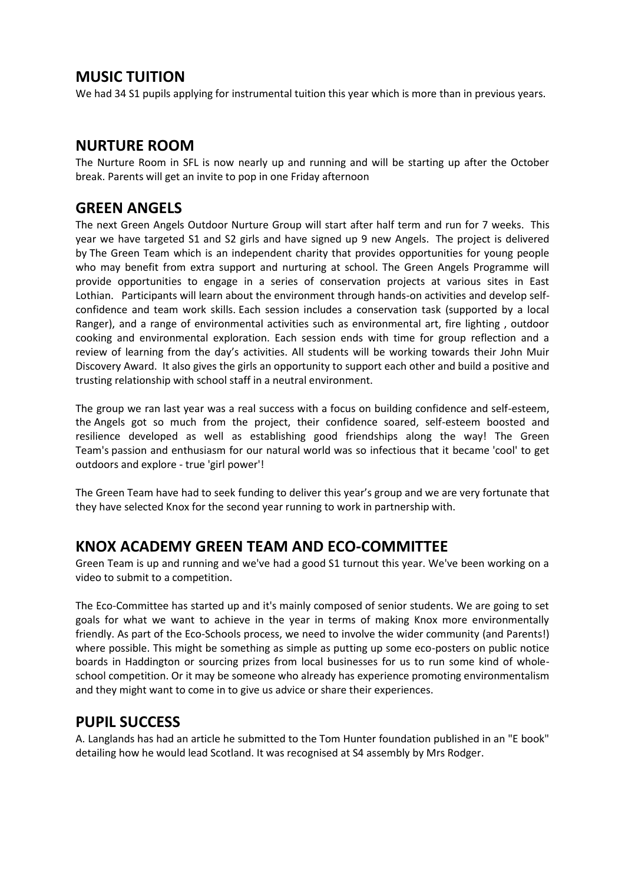## MUSIC TUITION

We had 34 S1 pupils applying for instrumental tuition this year which is more than in previous years.

## NURTURE ROOM

The Nurture Room in SFL is now nearly up and running and will be starting up after the October break. Parents will get an invite to pop in one Friday afternoon

## GREEN ANGELS

The next Green Angels Outdoor Nurture Group will start after half term and run for 7 weeks. This year we have targeted S1 and S2 girls and have signed up 9 new Angels. The project is delivered by The Green Team which is an independent charity that provides opportunities for young people who may benefit from extra support and nurturing at school. The Green Angels Programme will provide opportunities to engage in a series of conservation projects at various sites in East Lothian. Participants will learn about the environment through hands-on activities and develop self-confidence and team work skills. Each session includes a conservation task (supported by a local Ranger), and a range of environmental activities such as environmental art, fire lighting , outdoor cooking and environmental exploration. Each session ends with time for group reflection and a review of learning from the day's activities. All students will be working towards their John Muir Discovery Award. It also gives the girls an opportunity to support each other and build a positive and trusting relationship with school staff in a neutral environment.

The group we ran last year was a real success with a focus on building confidence and self-esteem, the Angels got so much from the project, their confidence soared, self-esteem boosted and resilience developed as well as establishing good friendships along the way! The Green Team's passion and enthusiasm for our natural world was so infectious that it became 'cool' to get outdoors and explore - true 'girl power'!

The Green Team have had to seek funding to deliver this year's group and we are very fortunate that they have selected Knox for the second year running to work in partnership with.

## KNOX ACADEMY GREEN TEAM AND ECO-COMMITTEE

Green Team is up and running and we've had a good S1 turnout this year. We've been working on a video to submit to a competition.

The Eco-Committee has started up and it's mainly composed of senior students. We are going to set goals for what we want to achieve in the year in terms of making Knox more environmentally friendly. As part of the Eco-Schools process, we need to involve the wider community (and Parents!) where possible. This might be something as simple as putting up some eco-posters on public notice boards in Haddington or sourcing prizes from local businesses for us to run some kind of whole-school competition. Or it may be someone who already has experience promoting environmentalism and they might want to come in to give us advice or share their experiences.

## PUPIL SUCCESS

A. Langlands has had an article he submitted to the Tom Hunter foundation published in an "E book" detailing how he would lead Scotland. It was recognised at S4 assembly by Mrs Rodger.